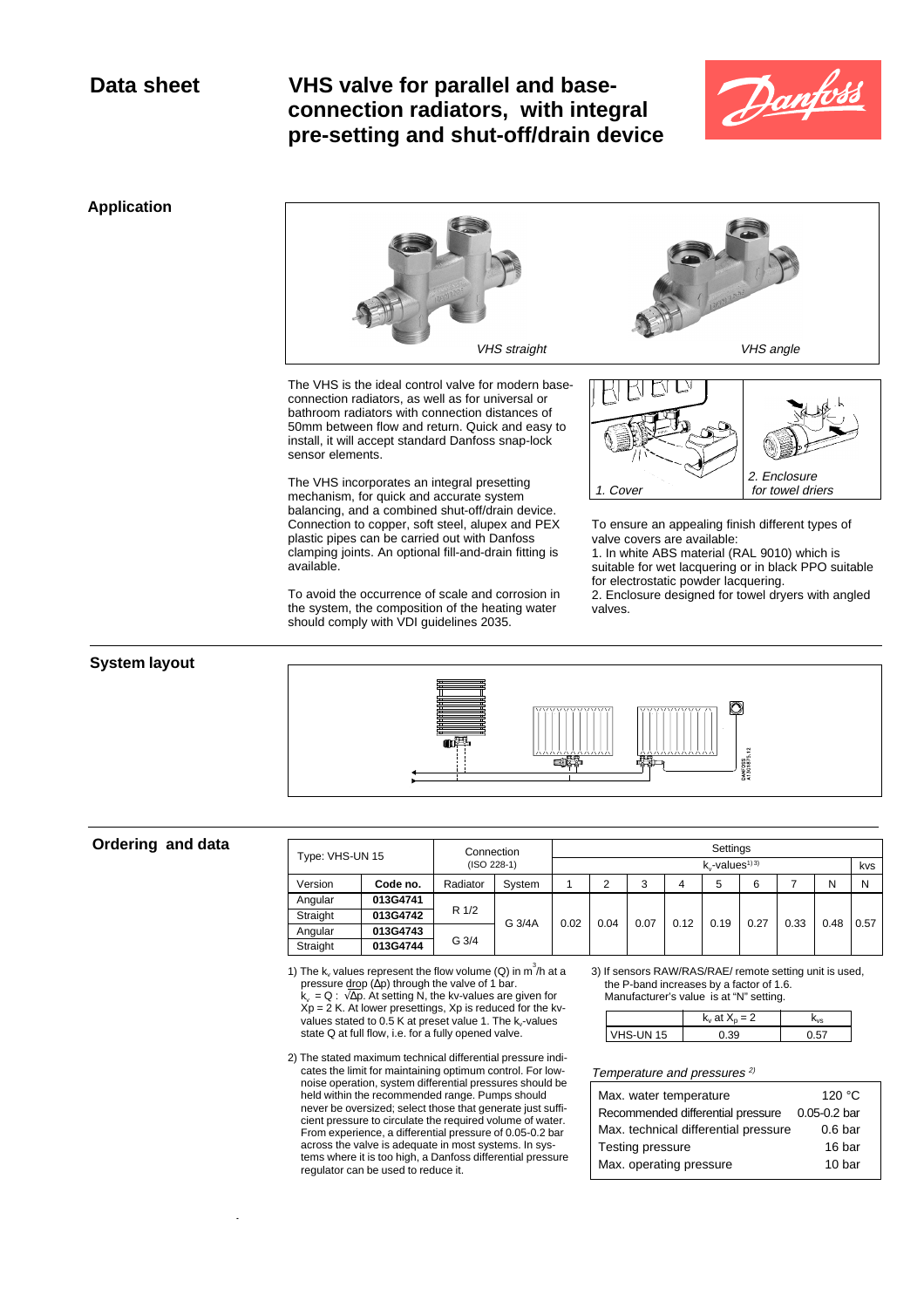# Data sheet

# VHS valve for parallel and base-connection radiators, with integral pre-setting and shut-off/drain device

## Application

*VHS straight*

*VHS angle*

The VHS is the ideal control valve for modern base-connection radiators, as well as for universal or bathroom radiators with connection distances of 50mm between flow and return. Quick and easy to install, it will accept standard Danfoss snap-lock sensor elements.

The VHS incorporates an integral presetting mechanism, for quick and accurate system balancing, and a combined shut-off/drain device. Connection to copper, soft steel, alupex and PEX plastic pipes can be carried out with Danfoss clamping joints. An optional fill-and-drain fitting is available.

To avoid the occurrence of scale and corrosion in the system, the composition of the heating water should comply with VDI guidelines 2035.

*1. Cover*

*2. Enclosure for towel driers*

To ensure an appealing finish different types of valve covers are available:
1. In white ABS material (RAL 9010) which is suitable for wet lacquering or in black PPO suitable for electrostatic powder lacquering.
2. Enclosure designed for towel dryers with angled valves.

## System layout

## Ordering and data

| Type: VHS-UN 15 | | Connection (ISO 228-1) | | Settings | | | | | | | | | |
|---|---|---|---|---|---|---|---|---|---|---|---|---|---|
| | | | | $k_v$-values[1) 3)] | | | | | | | | | kvs |
| Version | **Code no.** | Radiator | System | 1 | 2 | 3 | 4 | 5 | 6 | 7 | N | N |
| Angular | **013G4741** | R 1/2 | G 3/4A | 0.02 | 0.04 | 0.07 | 0.12 | 0.19 | 0.27 | 0.33 | 0.48 | 0.57 |
| Straight | **013G4742** | | | | | | | | | | | |
| Angular | **013G4743** | G 3/4 | | | | | | | | | | |
| Straight | **013G4744** | | | | | | | | | | | |

1) The $k_v$ values represent the flow volume (Q) in $m^3$/h at a pressure drop (Δp) through the valve of 1 bar. $k_v = Q : \sqrt{\Delta p}$. At setting N, the kv-values are given for Xp = 2 K. At lower presettings, Xp is reduced for the kv-values stated to 0.5 K at preset value 1. The $k_v$-values state Q at full flow, i.e. for a fully opened valve.

2) The stated maximum technical differential pressure indicates the limit for maintaining optimum control. For low-noise operation, system differential pressures should be held within the recommended range. Pumps should never be oversized; select those that generate just sufficient pressure to circulate the required volume of water. From experience, a differential pressure of 0.05-0.2 bar across the valve is adequate in most systems. In systems where it is too high, a Danfoss differential pressure regulator can be used to reduce it.

3) If sensors RAW/RAS/RAE/ remote setting unit is used, the P-band increases by a factor of 1.6. Manufacturer's value is at "N" setting.

| | $k_v$ at $X_p = 2$ | $k_{vs}$ |
|---|---|---|
| VHS-UN 15 | 0.39 | 0.57 |

*Temperature and pressures [2)]*

| | |
|---|---|
| Max. water temperature | 120 °C |
| Recommended differential pressure | 0.05-0.2 bar |
| Max. technical differential pressure | 0.6 bar |
| Testing pressure | 16 bar |
| Max. operating pressure | 10 bar |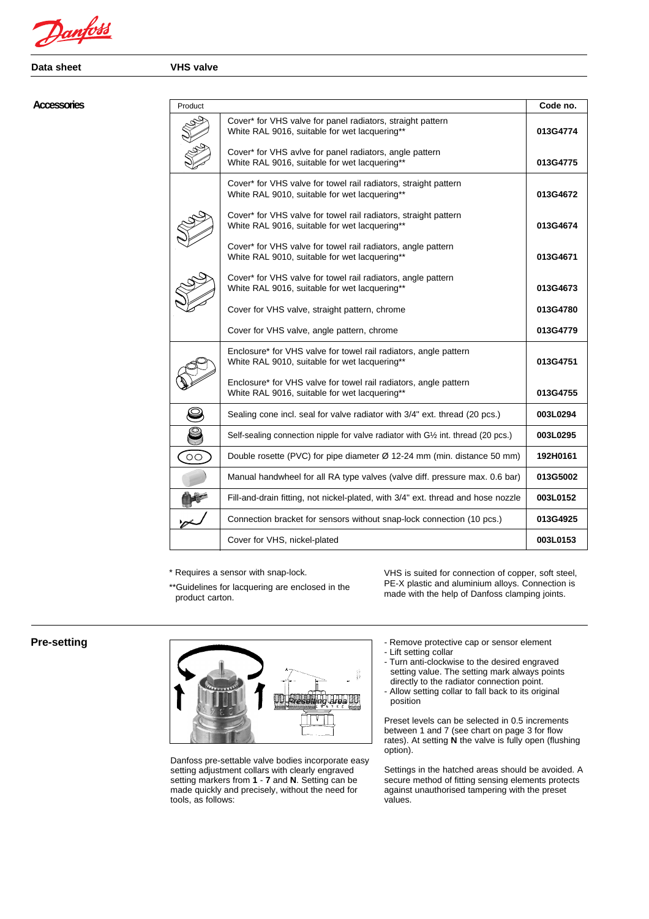## Accessories

| Product | Code no. |
|---|---|
| Cover* for VHS valve for panel radiators, straight pattern<br>White RAL 9016, suitable for wet lacquering** | 013G4774 |
| Cover* for VHS avlve for panel radiators, angle pattern<br>White RAL 9016, suitable for wet lacquering** | 013G4775 |
| Cover* for VHS valve for towel rail radiators, straight pattern<br>White RAL 9010, suitable for wet lacquering** | 013G4672 |
| Cover* for VHS valve for towel rail radiators, straight pattern<br>White RAL 9016, suitable for wet lacquering** | 013G4674 |
| Cover* for VHS valve for towel rail radiators, angle pattern<br>White RAL 9010, suitable for wet lacquering** | 013G4671 |
| Cover* for VHS valve for towel rail radiators, angle pattern<br>White RAL 9016, suitable for wet lacquering** | 013G4673 |
| Cover for VHS valve, straight pattern, chrome | 013G4780 |
| Cover for VHS valve, angle pattern, chrome | 013G4779 |
| Enclosure* for VHS valve for towel rail radiators, angle pattern<br>White RAL 9010, suitable for wet lacquering** | 013G4751 |
| Enclosure* for VHS valve for towel rail radiators, angle pattern<br>White RAL 9016, suitable for wet lacquering** | 013G4755 |
| Sealing cone incl. seal for valve radiator with 3/4" ext. thread (20 pcs.) | 003L0294 |
| Self-sealing connection nipple for valve radiator with G½ int. thread (20 pcs.) | 003L0295 |
| Double rosette (PVC) for pipe diameter Ø 12-24 mm (min. distance 50 mm) | 192H0161 |
| Manual handwheel for all RA type valves (valve diff. pressure max. 0.6 bar) | 013G5002 |
| Fill-and-drain fitting, not nickel-plated, with 3/4" ext. thread and hose nozzle | 003L0152 |
| Connection bracket for sensors without snap-lock connection (10 pcs.) | 013G4925 |
| Cover for VHS, nickel-plated | 003L0153 |

\* Requires a sensor with snap-lock.

**Guidelines for lacquering are enclosed in the product carton.

VHS is suited for connection of copper, soft steel, PE-X plastic and aluminium alloys. Connection is made with the help of Danfoss clamping joints.

## Pre-setting

Danfoss pre-settable valve bodies incorporate easy setting adjustment collars with clearly engraved setting markers from **1** - **7** and **N**. Setting can be made quickly and precisely, without the need for tools, as follows:

- Remove protective cap or sensor element
- Lift setting collar
- Turn anti-clockwise to the desired engraved setting value. The setting mark always points directly to the radiator connection point.
- Allow setting collar to fall back to its original position

Preset levels can be selected in 0.5 increments between 1 and 7 (see chart on page 3 for flow rates). At setting **N** the valve is fully open (flushing option).

Settings in the hatched areas should be avoided. A secure method of fitting sensing elements protects against unauthorised tampering with the preset values.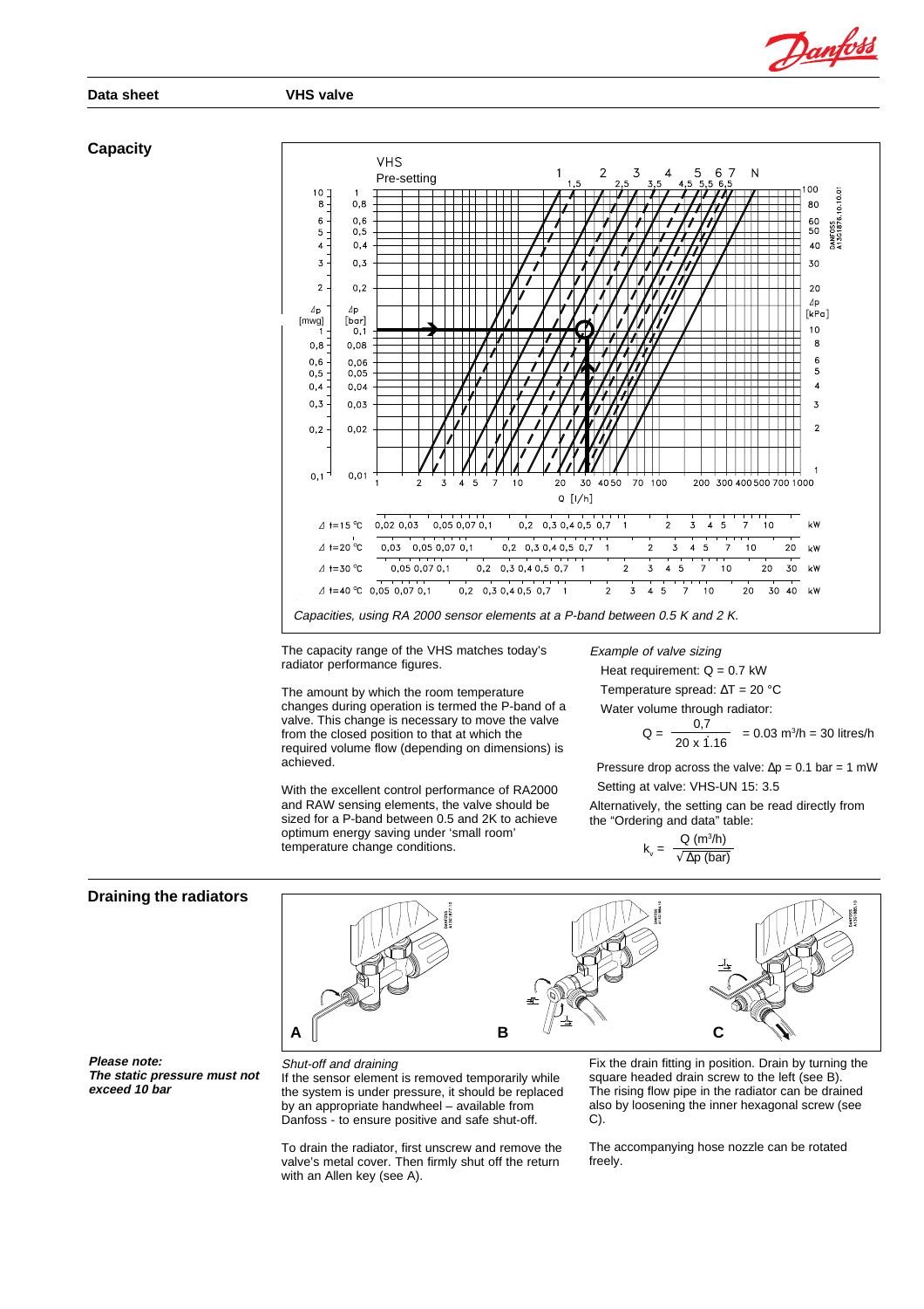## Capacity

*Capacities, using RA 2000 sensor elements at a P-band between 0.5 K and 2 K.*

The capacity range of the VHS matches today's radiator performance figures.

The amount by which the room temperature changes during operation is termed the P-band of a valve. This change is necessary to move the valve from the closed position to that at which the required volume flow (depending on dimensions) is achieved.

With the excellent control performance of RA2000 and RAW sensing elements, the valve should be sized for a P-band between 0.5 and 2K to achieve optimum energy saving under 'small room' temperature change conditions.

*Example of valve sizing*

Heat requirement: Q = 0.7 kW

Temperature spread: ΔT = 20 °C

Water volume through radiator:

$$Q = \frac{0{,}7}{20 \times 1.16} = 0.03 \text{ m}^3\text{/h} = 30 \text{ litres/h}$$

Pressure drop across the valve: Δp = 0.1 bar = 1 mW

Setting at valve: VHS-UN 15: 3.5

Alternatively, the setting can be read directly from the "Ordering and data" table:

$$k_v = \frac{Q \text{ (m}^3\text{/h)}}{\sqrt{\Delta p \text{ (bar)}}}$$

## Draining the radiators

***Please note:***
***The static pressure must not exceed 10 bar***

*Shut-off and draining*

If the sensor element is removed temporarily while the system is under pressure, it should be replaced by an appropriate handwheel – available from Danfoss - to ensure positive and safe shut-off.

To drain the radiator, first unscrew and remove the valve's metal cover. Then firmly shut off the return with an Allen key (see A).

Fix the drain fitting in position. Drain by turning the square headed drain screw to the left (see B). The rising flow pipe in the radiator can be drained also by loosening the inner hexagonal screw (see C).

The accompanying hose nozzle can be rotated freely.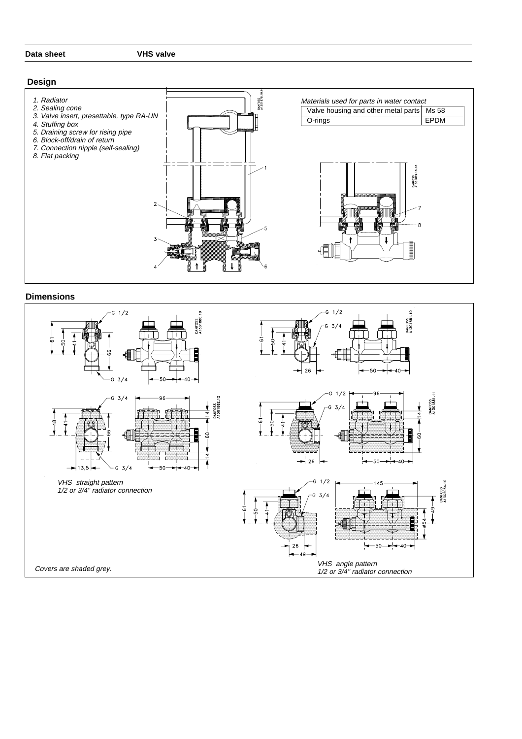## Design

1. Radiator
2. Sealing cone
3. Valve insert, presettable, type RA-UN
4. Stuffing box
5. Draining screw for rising pipe
6. Block-off/drain of return
7. Connection nipple (self-sealing)
8. Flat packing

*Materials used for parts in water contact*

| | |
|---|---|
| Valve housing and other metal parts | Ms 58 |
| O-rings | EPDM |

## Dimensions

*VHS straight pattern*
*1/2 or 3/4" radiator connection*

*VHS angle pattern*
*1/2 or 3/4" radiator connection*

*Covers are shaded grey.*